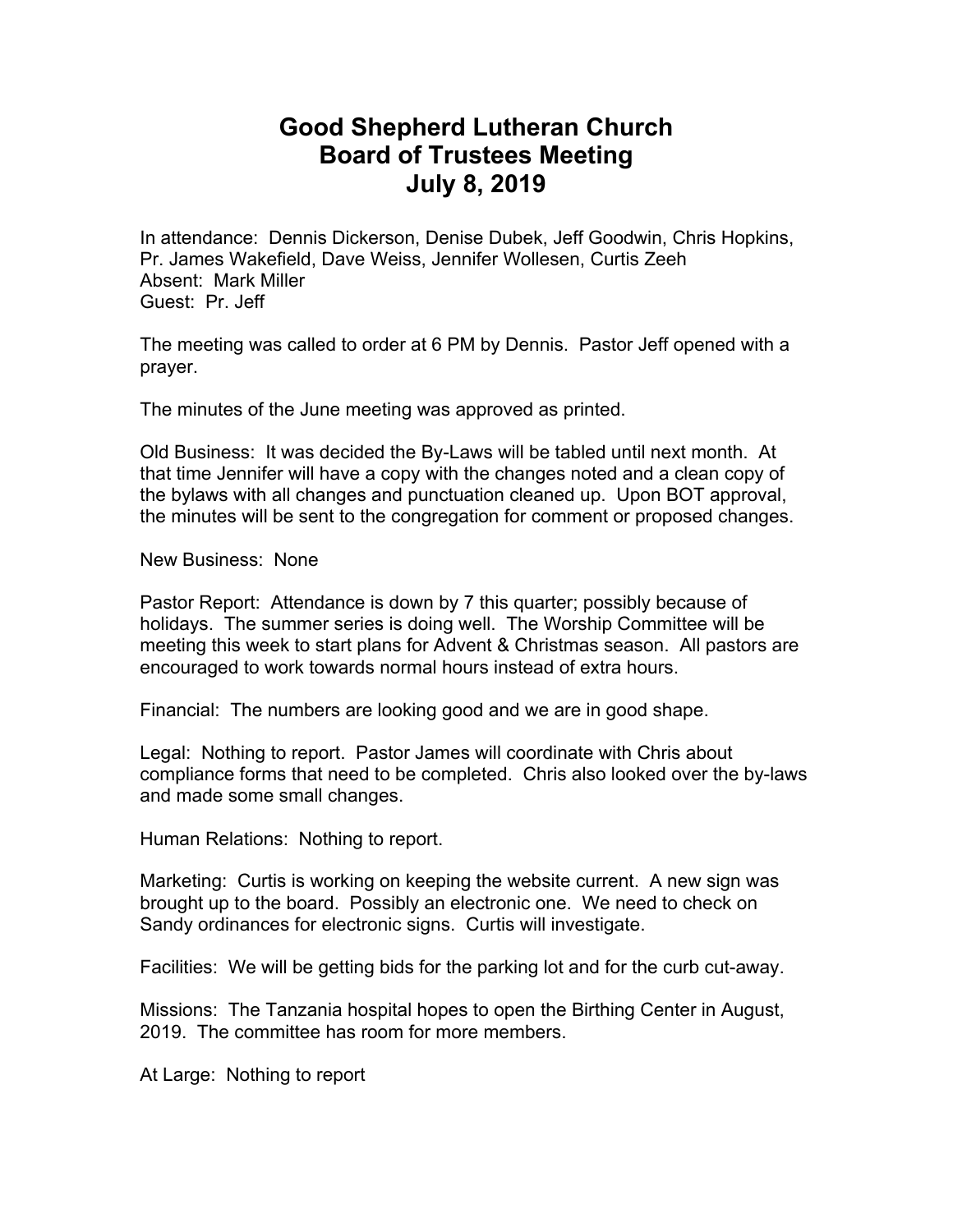# Good Shepherd Lutheran Church
# Board of Trustees Meeting
# July 8, 2019

In attendance: Dennis Dickerson, Denise Dubek, Jeff Goodwin, Chris Hopkins, Pr. James Wakefield, Dave Weiss, Jennifer Wollesen, Curtis Zeeh
Absent: Mark Miller
Guest: Pr. Jeff

The meeting was called to order at 6 PM by Dennis. Pastor Jeff opened with a prayer.

The minutes of the June meeting was approved as printed.

Old Business: It was decided the By-Laws will be tabled until next month. At that time Jennifer will have a copy with the changes noted and a clean copy of the bylaws with all changes and punctuation cleaned up. Upon BOT approval, the minutes will be sent to the congregation for comment or proposed changes.

New Business: None

Pastor Report: Attendance is down by 7 this quarter; possibly because of holidays. The summer series is doing well. The Worship Committee will be meeting this week to start plans for Advent & Christmas season. All pastors are encouraged to work towards normal hours instead of extra hours.

Financial: The numbers are looking good and we are in good shape.

Legal: Nothing to report. Pastor James will coordinate with Chris about compliance forms that need to be completed. Chris also looked over the by-laws and made some small changes.

Human Relations: Nothing to report.

Marketing: Curtis is working on keeping the website current. A new sign was brought up to the board. Possibly an electronic one. We need to check on Sandy ordinances for electronic signs. Curtis will investigate.

Facilities: We will be getting bids for the parking lot and for the curb cut-away.

Missions: The Tanzania hospital hopes to open the Birthing Center in August, 2019. The committee has room for more members.

At Large: Nothing to report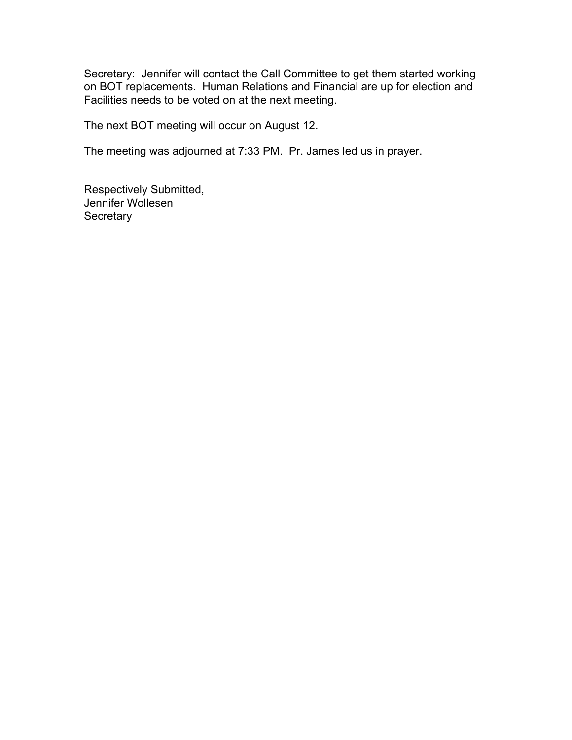Secretary: Jennifer will contact the Call Committee to get them started working on BOT replacements. Human Relations and Financial are up for election and Facilities needs to be voted on at the next meeting.

The next BOT meeting will occur on August 12.

The meeting was adjourned at 7:33 PM. Pr. James led us in prayer.

Respectively Submitted,
Jennifer Wollesen
Secretary